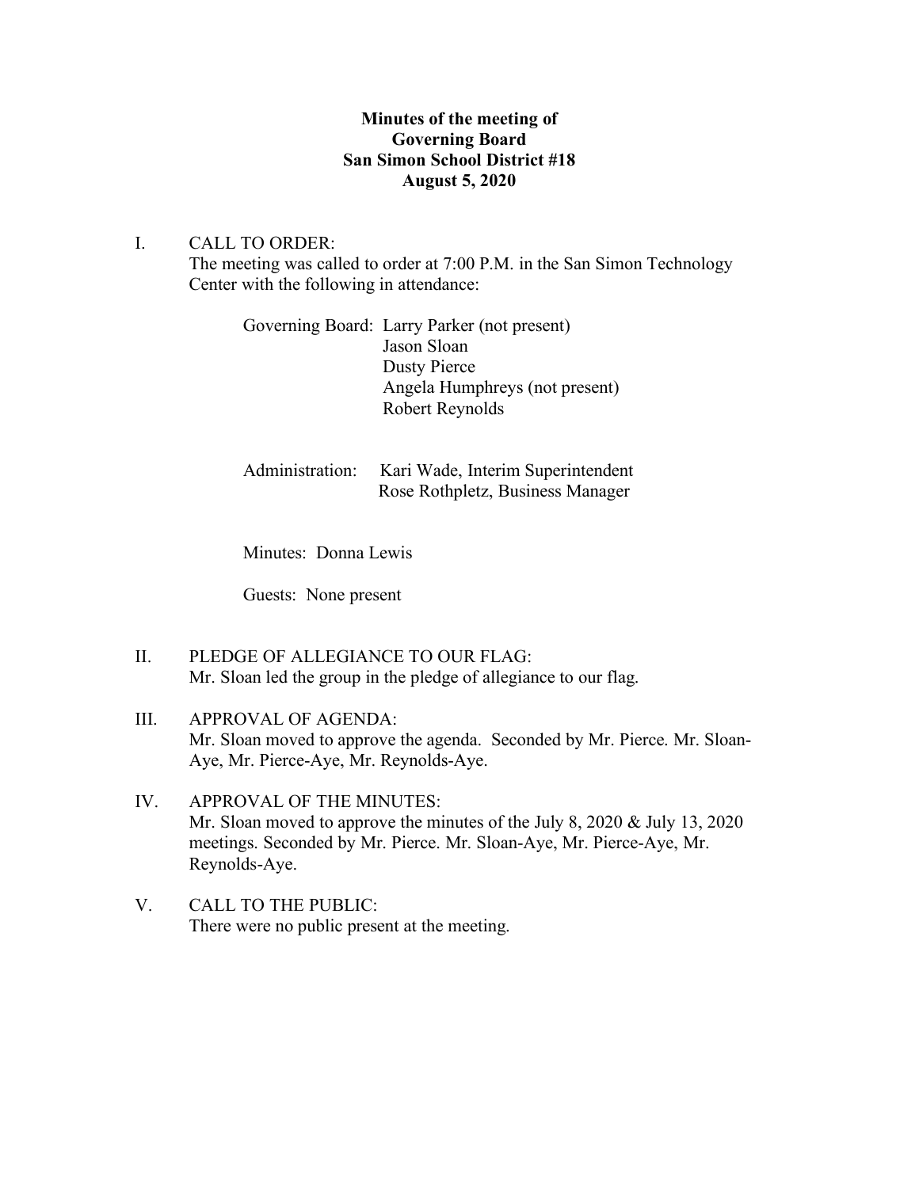**Minutes of the meeting of**
**Governing Board**
**San Simon School District #18**
**August 5, 2020**

I. CALL TO ORDER:
The meeting was called to order at 7:00 P.M. in the San Simon Technology Center with the following in attendance:

Governing Board: Larry Parker (not present)
Jason Sloan
Dusty Pierce
Angela Humphreys (not present)
Robert Reynolds

Administration: Kari Wade, Interim Superintendent
Rose Rothpletz, Business Manager

Minutes: Donna Lewis

Guests: None present

II. PLEDGE OF ALLEGIANCE TO OUR FLAG:
Mr. Sloan led the group in the pledge of allegiance to our flag.

III. APPROVAL OF AGENDA:
Mr. Sloan moved to approve the agenda. Seconded by Mr. Pierce. Mr. Sloan-Aye, Mr. Pierce-Aye, Mr. Reynolds-Aye.

IV. APPROVAL OF THE MINUTES:
Mr. Sloan moved to approve the minutes of the July 8, 2020 & July 13, 2020 meetings. Seconded by Mr. Pierce. Mr. Sloan-Aye, Mr. Pierce-Aye, Mr. Reynolds-Aye.

V. CALL TO THE PUBLIC:
There were no public present at the meeting.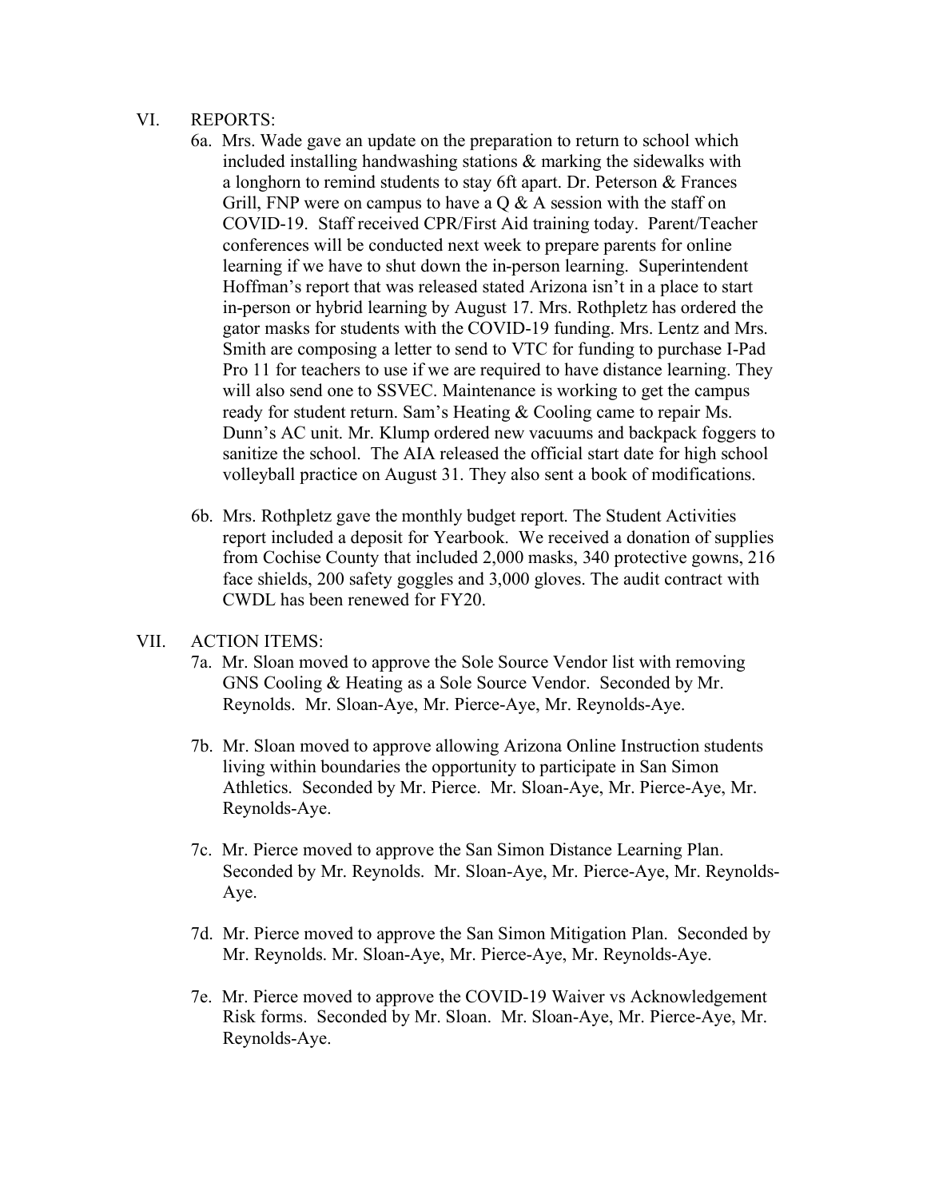## VI. REPORTS:

6a. Mrs. Wade gave an update on the preparation to return to school which included installing handwashing stations & marking the sidewalks with a longhorn to remind students to stay 6ft apart. Dr. Peterson & Frances Grill, FNP were on campus to have a Q & A session with the staff on COVID-19. Staff received CPR/First Aid training today. Parent/Teacher conferences will be conducted next week to prepare parents for online learning if we have to shut down the in-person learning. Superintendent Hoffman's report that was released stated Arizona isn't in a place to start in-person or hybrid learning by August 17. Mrs. Rothpletz has ordered the gator masks for students with the COVID-19 funding. Mrs. Lentz and Mrs. Smith are composing a letter to send to VTC for funding to purchase I-Pad Pro 11 for teachers to use if we are required to have distance learning. They will also send one to SSVEC. Maintenance is working to get the campus ready for student return. Sam's Heating & Cooling came to repair Ms. Dunn's AC unit. Mr. Klump ordered new vacuums and backpack foggers to sanitize the school. The AIA released the official start date for high school volleyball practice on August 31. They also sent a book of modifications.

6b. Mrs. Rothpletz gave the monthly budget report. The Student Activities report included a deposit for Yearbook. We received a donation of supplies from Cochise County that included 2,000 masks, 340 protective gowns, 216 face shields, 200 safety goggles and 3,000 gloves. The audit contract with CWDL has been renewed for FY20.

## VII. ACTION ITEMS:

7a. Mr. Sloan moved to approve the Sole Source Vendor list with removing GNS Cooling & Heating as a Sole Source Vendor. Seconded by Mr. Reynolds. Mr. Sloan-Aye, Mr. Pierce-Aye, Mr. Reynolds-Aye.

7b. Mr. Sloan moved to approve allowing Arizona Online Instruction students living within boundaries the opportunity to participate in San Simon Athletics. Seconded by Mr. Pierce. Mr. Sloan-Aye, Mr. Pierce-Aye, Mr. Reynolds-Aye.

7c. Mr. Pierce moved to approve the San Simon Distance Learning Plan. Seconded by Mr. Reynolds. Mr. Sloan-Aye, Mr. Pierce-Aye, Mr. Reynolds-Aye.

7d. Mr. Pierce moved to approve the San Simon Mitigation Plan. Seconded by Mr. Reynolds. Mr. Sloan-Aye, Mr. Pierce-Aye, Mr. Reynolds-Aye.

7e. Mr. Pierce moved to approve the COVID-19 Waiver vs Acknowledgement Risk forms. Seconded by Mr. Sloan. Mr. Sloan-Aye, Mr. Pierce-Aye, Mr. Reynolds-Aye.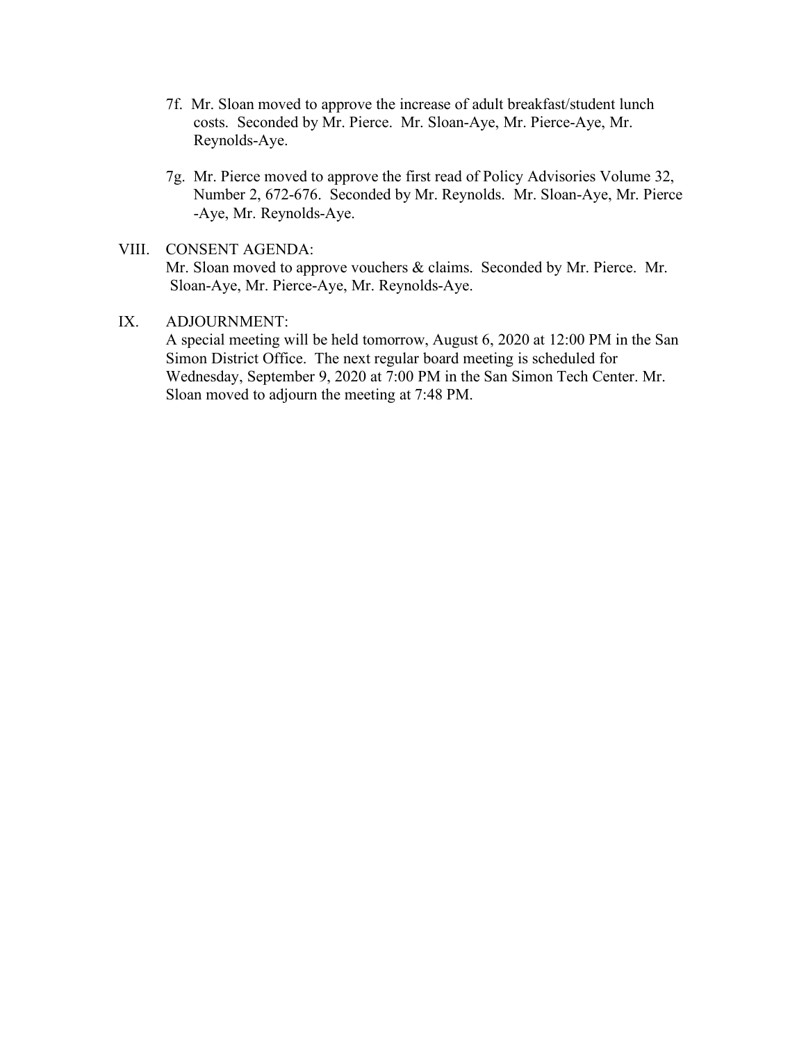7f. Mr. Sloan moved to approve the increase of adult breakfast/student lunch costs. Seconded by Mr. Pierce. Mr. Sloan-Aye, Mr. Pierce-Aye, Mr. Reynolds-Aye.

7g. Mr. Pierce moved to approve the first read of Policy Advisories Volume 32, Number 2, 672-676. Seconded by Mr. Reynolds. Mr. Sloan-Aye, Mr. Pierce -Aye, Mr. Reynolds-Aye.

VIII. CONSENT AGENDA:
Mr. Sloan moved to approve vouchers & claims. Seconded by Mr. Pierce. Mr. Sloan-Aye, Mr. Pierce-Aye, Mr. Reynolds-Aye.

IX. ADJOURNMENT:
A special meeting will be held tomorrow, August 6, 2020 at 12:00 PM in the San Simon District Office. The next regular board meeting is scheduled for Wednesday, September 9, 2020 at 7:00 PM in the San Simon Tech Center. Mr. Sloan moved to adjourn the meeting at 7:48 PM.